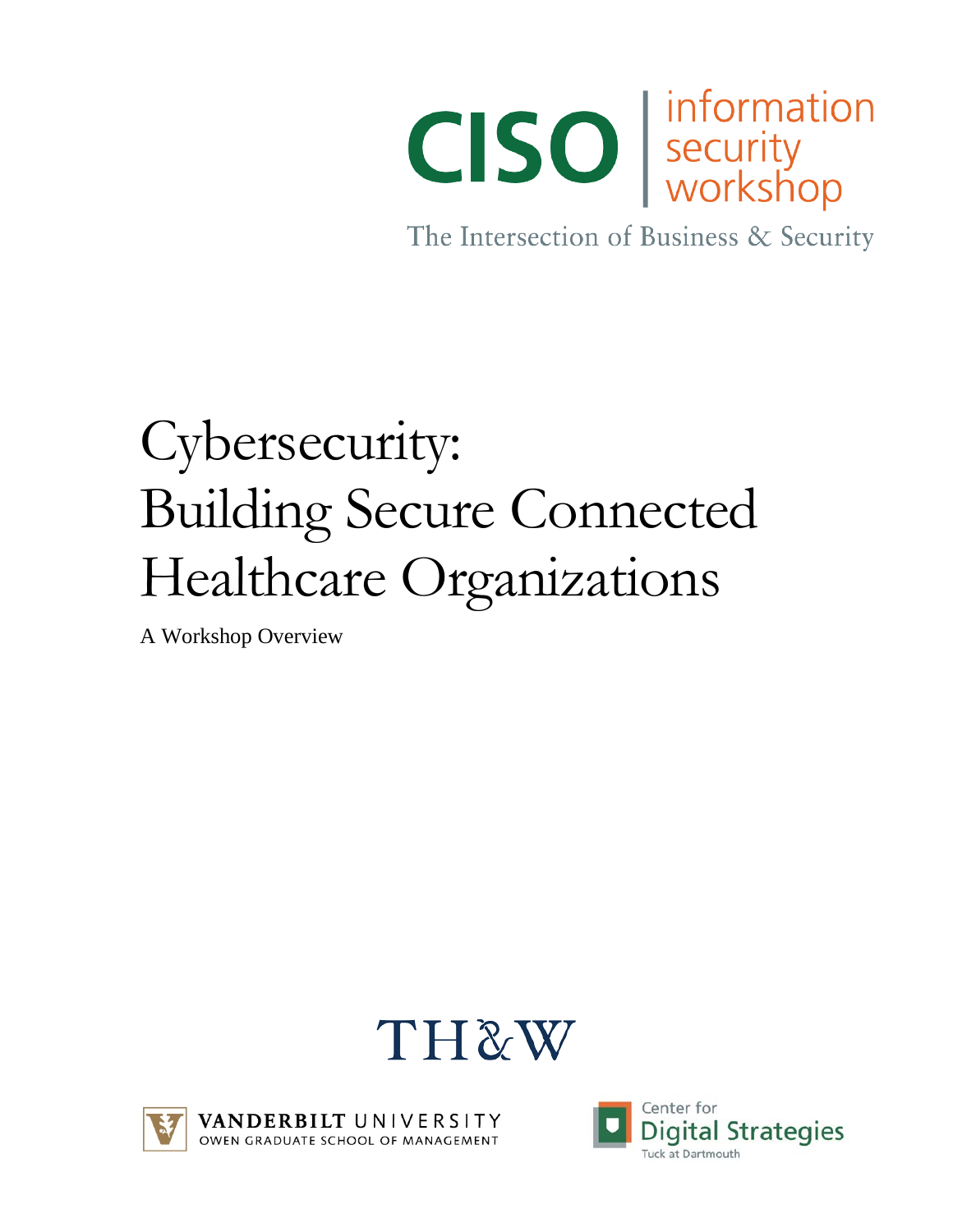CISO | information security workshop

The Intersection of Business & Security

# Cybersecurity: Building Secure Connected Healthcare Organizations

A Workshop Overview

TH&W

VANDERBILT UNIVERSITY
OWEN GRADUATE SCHOOL OF MANAGEMENT

Center for
Digital Strategies
Tuck at Dartmouth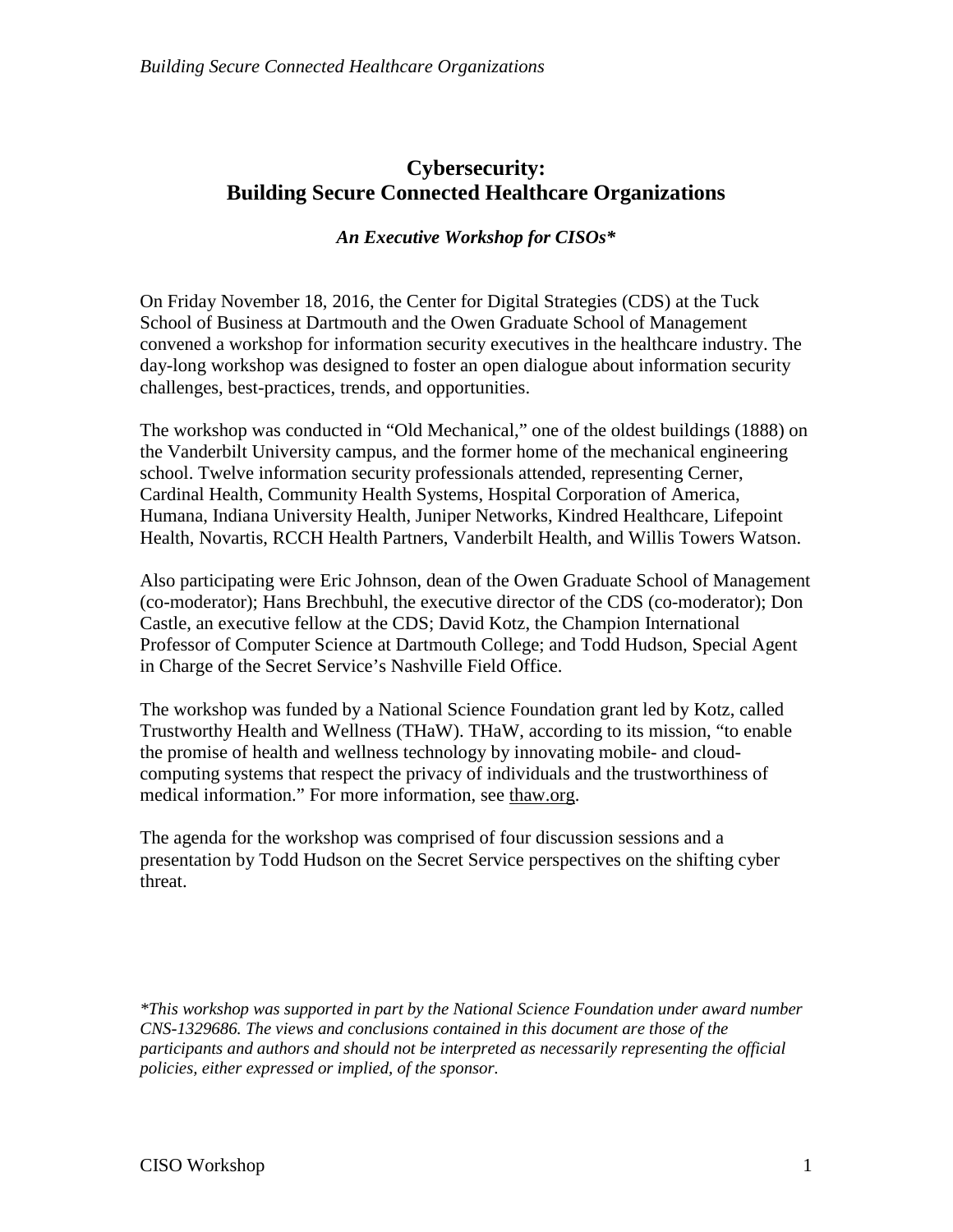# Cybersecurity: Building Secure Connected Healthcare Organizations

### *An Executive Workshop for CISOs**

On Friday November 18, 2016, the Center for Digital Strategies (CDS) at the Tuck School of Business at Dartmouth and the Owen Graduate School of Management convened a workshop for information security executives in the healthcare industry. The day-long workshop was designed to foster an open dialogue about information security challenges, best-practices, trends, and opportunities.

The workshop was conducted in "Old Mechanical," one of the oldest buildings (1888) on the Vanderbilt University campus, and the former home of the mechanical engineering school. Twelve information security professionals attended, representing Cerner, Cardinal Health, Community Health Systems, Hospital Corporation of America, Humana, Indiana University Health, Juniper Networks, Kindred Healthcare, Lifepoint Health, Novartis, RCCH Health Partners, Vanderbilt Health, and Willis Towers Watson.

Also participating were Eric Johnson, dean of the Owen Graduate School of Management (co-moderator); Hans Brechbuhl, the executive director of the CDS (co-moderator); Don Castle, an executive fellow at the CDS; David Kotz, the Champion International Professor of Computer Science at Dartmouth College; and Todd Hudson, Special Agent in Charge of the Secret Service's Nashville Field Office.

The workshop was funded by a National Science Foundation grant led by Kotz, called Trustworthy Health and Wellness (THaW). THaW, according to its mission, "to enable the promise of health and wellness technology by innovating mobile- and cloud-computing systems that respect the privacy of individuals and the trustworthiness of medical information." For more information, see thaw.org.

The agenda for the workshop was comprised of four discussion sessions and a presentation by Todd Hudson on the Secret Service perspectives on the shifting cyber threat.

**This workshop was supported in part by the National Science Foundation under award number CNS-1329686. The views and conclusions contained in this document are those of the participants and authors and should not be interpreted as necessarily representing the official policies, either expressed or implied, of the sponsor.*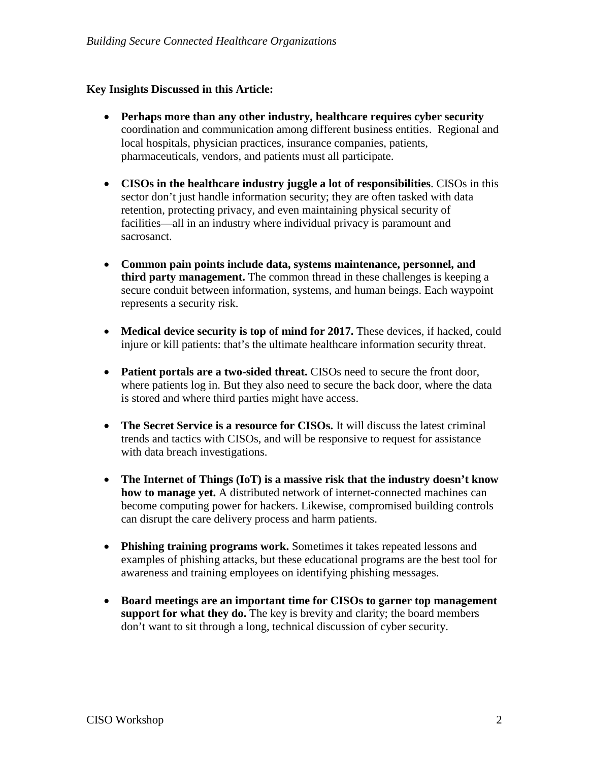**Key Insights Discussed in this Article:**

- **Perhaps more than any other industry, healthcare requires cyber security** coordination and communication among different business entities. Regional and local hospitals, physician practices, insurance companies, patients, pharmaceuticals, vendors, and patients must all participate.

- **CISOs in the healthcare industry juggle a lot of responsibilities**. CISOs in this sector don't just handle information security; they are often tasked with data retention, protecting privacy, and even maintaining physical security of facilities—all in an industry where individual privacy is paramount and sacrosanct.

- **Common pain points include data, systems maintenance, personnel, and third party management.** The common thread in these challenges is keeping a secure conduit between information, systems, and human beings. Each waypoint represents a security risk.

- **Medical device security is top of mind for 2017.** These devices, if hacked, could injure or kill patients: that's the ultimate healthcare information security threat.

- **Patient portals are a two-sided threat.** CISOs need to secure the front door, where patients log in. But they also need to secure the back door, where the data is stored and where third parties might have access.

- **The Secret Service is a resource for CISOs.** It will discuss the latest criminal trends and tactics with CISOs, and will be responsive to request for assistance with data breach investigations.

- **The Internet of Things (IoT) is a massive risk that the industry doesn't know how to manage yet.** A distributed network of internet-connected machines can become computing power for hackers. Likewise, compromised building controls can disrupt the care delivery process and harm patients.

- **Phishing training programs work.** Sometimes it takes repeated lessons and examples of phishing attacks, but these educational programs are the best tool for awareness and training employees on identifying phishing messages.

- **Board meetings are an important time for CISOs to garner top management support for what they do.** The key is brevity and clarity; the board members don't want to sit through a long, technical discussion of cyber security.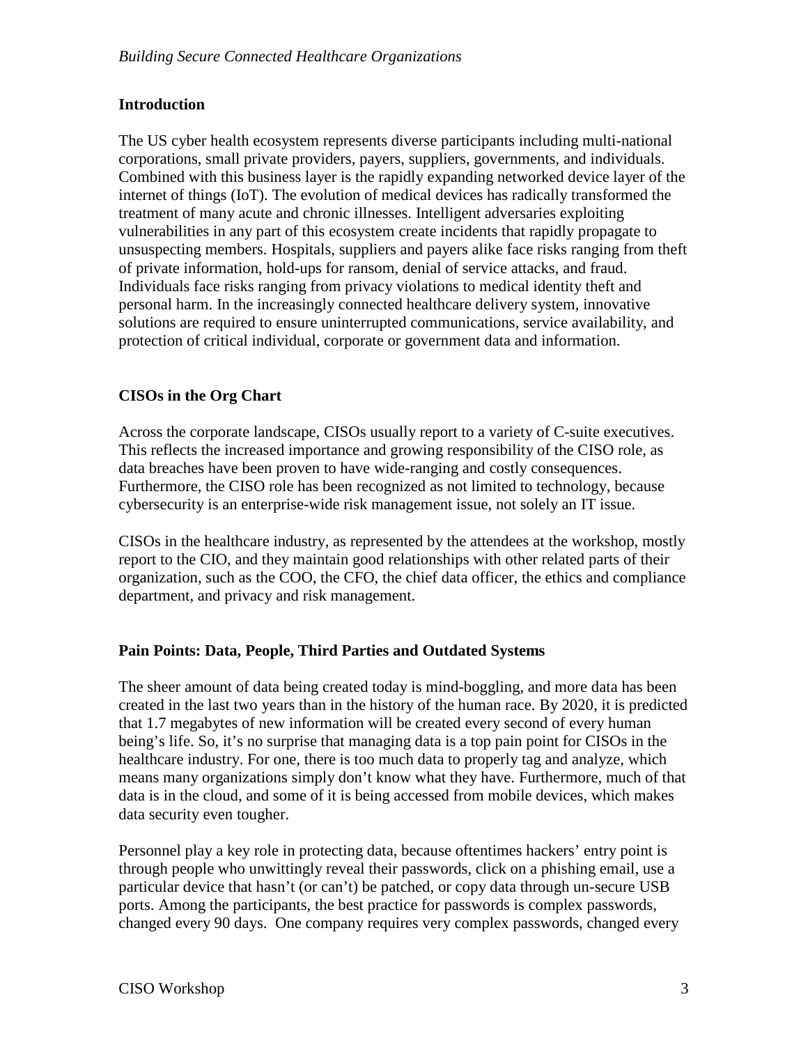## Introduction

The US cyber health ecosystem represents diverse participants including multi-national corporations, small private providers, payers, suppliers, governments, and individuals. Combined with this business layer is the rapidly expanding networked device layer of the internet of things (IoT). The evolution of medical devices has radically transformed the treatment of many acute and chronic illnesses. Intelligent adversaries exploiting vulnerabilities in any part of this ecosystem create incidents that rapidly propagate to unsuspecting members. Hospitals, suppliers and payers alike face risks ranging from theft of private information, hold-ups for ransom, denial of service attacks, and fraud. Individuals face risks ranging from privacy violations to medical identity theft and personal harm. In the increasingly connected healthcare delivery system, innovative solutions are required to ensure uninterrupted communications, service availability, and protection of critical individual, corporate or government data and information.

## CISOs in the Org Chart

Across the corporate landscape, CISOs usually report to a variety of C-suite executives. This reflects the increased importance and growing responsibility of the CISO role, as data breaches have been proven to have wide-ranging and costly consequences. Furthermore, the CISO role has been recognized as not limited to technology, because cybersecurity is an enterprise-wide risk management issue, not solely an IT issue.

CISOs in the healthcare industry, as represented by the attendees at the workshop, mostly report to the CIO, and they maintain good relationships with other related parts of their organization, such as the COO, the CFO, the chief data officer, the ethics and compliance department, and privacy and risk management.

## Pain Points: Data, People, Third Parties and Outdated Systems

The sheer amount of data being created today is mind-boggling, and more data has been created in the last two years than in the history of the human race. By 2020, it is predicted that 1.7 megabytes of new information will be created every second of every human being's life. So, it's no surprise that managing data is a top pain point for CISOs in the healthcare industry. For one, there is too much data to properly tag and analyze, which means many organizations simply don't know what they have. Furthermore, much of that data is in the cloud, and some of it is being accessed from mobile devices, which makes data security even tougher.

Personnel play a key role in protecting data, because oftentimes hackers' entry point is through people who unwittingly reveal their passwords, click on a phishing email, use a particular device that hasn't (or can't) be patched, or copy data through un-secure USB ports. Among the participants, the best practice for passwords is complex passwords, changed every 90 days. One company requires very complex passwords, changed every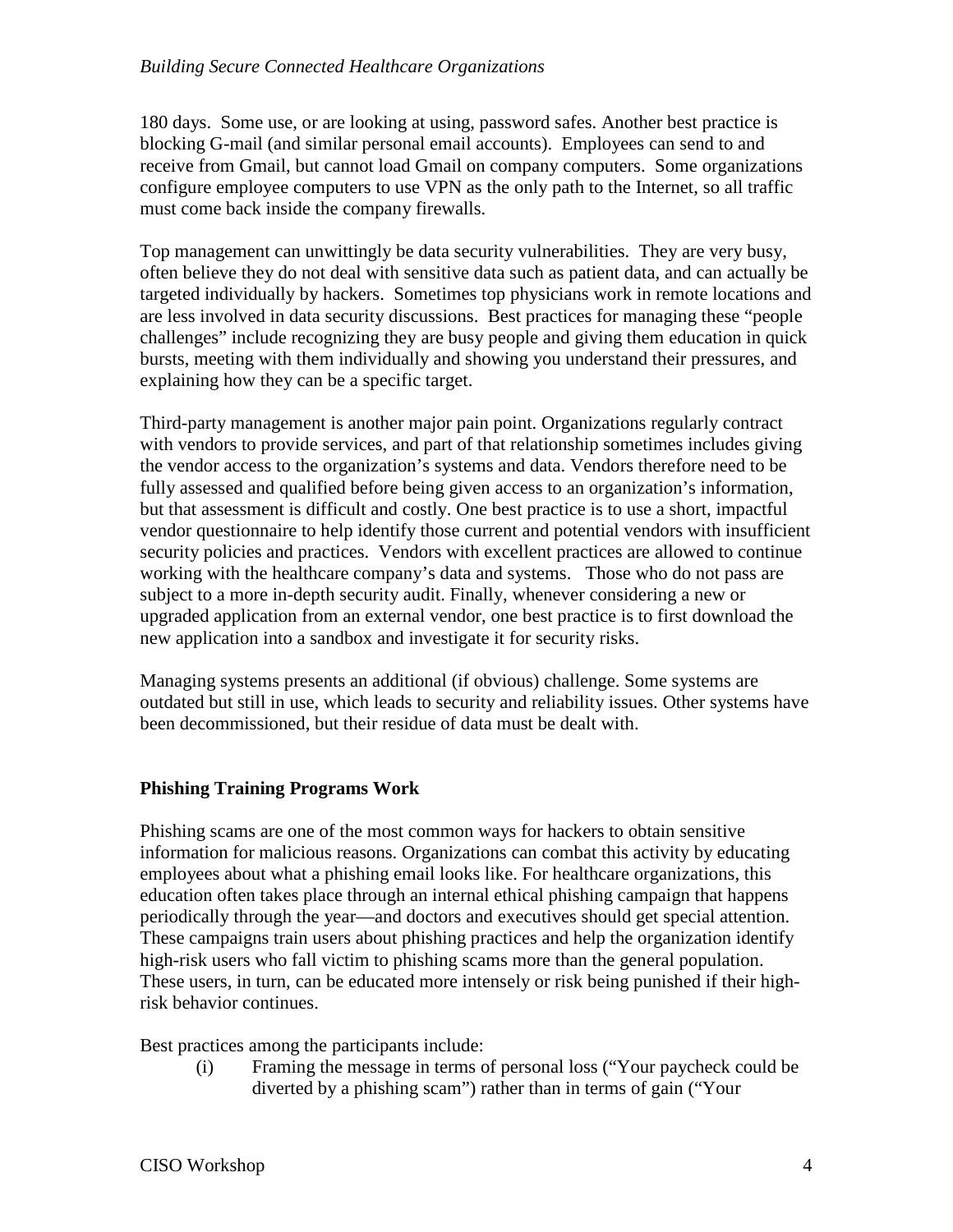180 days. Some use, or are looking at using, password safes. Another best practice is blocking G-mail (and similar personal email accounts). Employees can send to and receive from Gmail, but cannot load Gmail on company computers. Some organizations configure employee computers to use VPN as the only path to the Internet, so all traffic must come back inside the company firewalls.

Top management can unwittingly be data security vulnerabilities. They are very busy, often believe they do not deal with sensitive data such as patient data, and can actually be targeted individually by hackers. Sometimes top physicians work in remote locations and are less involved in data security discussions. Best practices for managing these "people challenges" include recognizing they are busy people and giving them education in quick bursts, meeting with them individually and showing you understand their pressures, and explaining how they can be a specific target.

Third-party management is another major pain point. Organizations regularly contract with vendors to provide services, and part of that relationship sometimes includes giving the vendor access to the organization's systems and data. Vendors therefore need to be fully assessed and qualified before being given access to an organization's information, but that assessment is difficult and costly. One best practice is to use a short, impactful vendor questionnaire to help identify those current and potential vendors with insufficient security policies and practices. Vendors with excellent practices are allowed to continue working with the healthcare company's data and systems. Those who do not pass are subject to a more in-depth security audit. Finally, whenever considering a new or upgraded application from an external vendor, one best practice is to first download the new application into a sandbox and investigate it for security risks.

Managing systems presents an additional (if obvious) challenge. Some systems are outdated but still in use, which leads to security and reliability issues. Other systems have been decommissioned, but their residue of data must be dealt with.

## Phishing Training Programs Work

Phishing scams are one of the most common ways for hackers to obtain sensitive information for malicious reasons. Organizations can combat this activity by educating employees about what a phishing email looks like. For healthcare organizations, this education often takes place through an internal ethical phishing campaign that happens periodically through the year—and doctors and executives should get special attention. These campaigns train users about phishing practices and help the organization identify high-risk users who fall victim to phishing scams more than the general population. These users, in turn, can be educated more intensely or risk being punished if their high-risk behavior continues.

Best practices among the participants include:

(i) Framing the message in terms of personal loss ("Your paycheck could be diverted by a phishing scam") rather than in terms of gain ("Your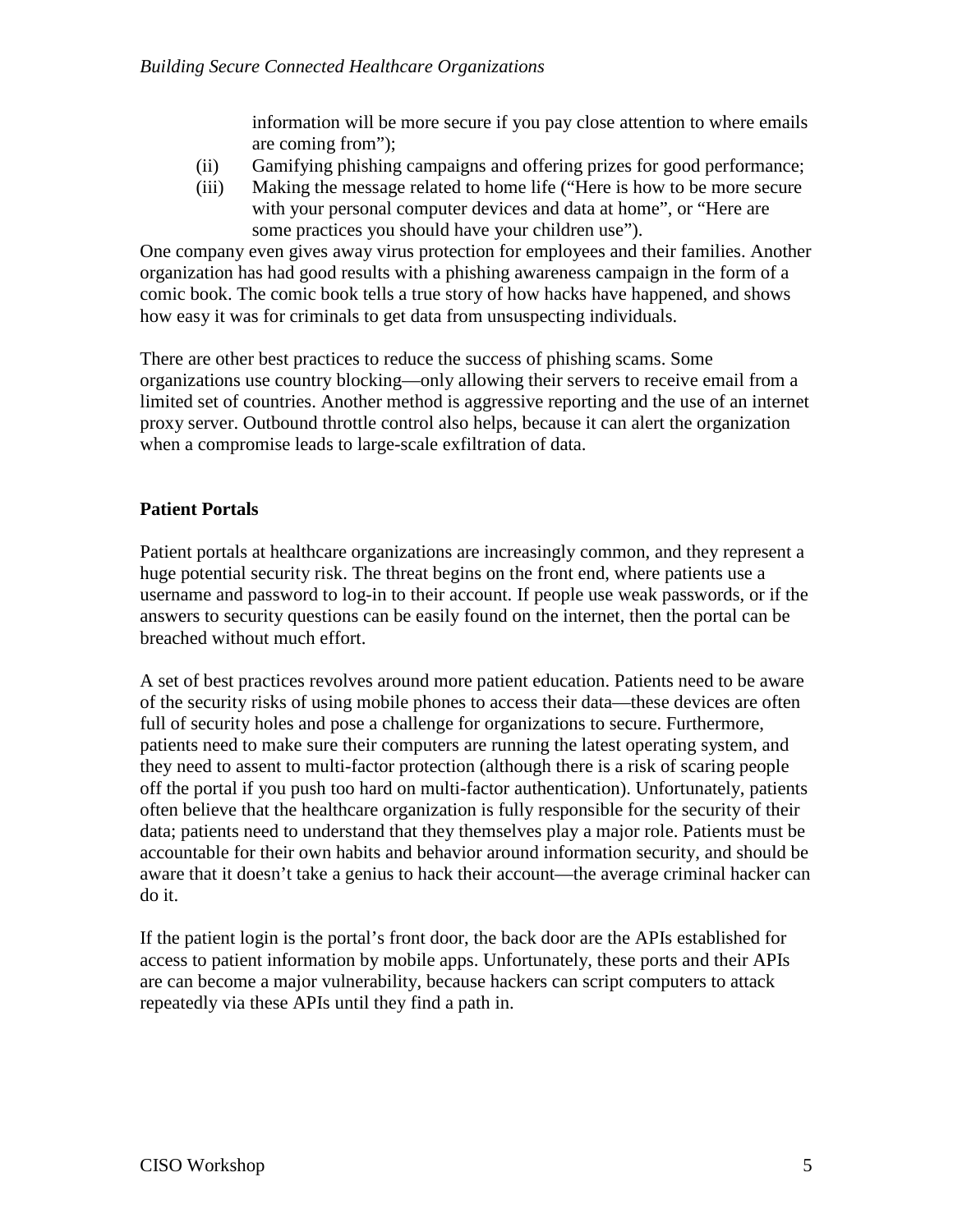information will be more secure if you pay close attention to where emails are coming from");

(ii) Gamifying phishing campaigns and offering prizes for good performance;

(iii) Making the message related to home life ("Here is how to be more secure with your personal computer devices and data at home", or "Here are some practices you should have your children use").

One company even gives away virus protection for employees and their families. Another organization has had good results with a phishing awareness campaign in the form of a comic book. The comic book tells a true story of how hacks have happened, and shows how easy it was for criminals to get data from unsuspecting individuals.

There are other best practices to reduce the success of phishing scams. Some organizations use country blocking—only allowing their servers to receive email from a limited set of countries. Another method is aggressive reporting and the use of an internet proxy server. Outbound throttle control also helps, because it can alert the organization when a compromise leads to large-scale exfiltration of data.

**Patient Portals**

Patient portals at healthcare organizations are increasingly common, and they represent a huge potential security risk. The threat begins on the front end, where patients use a username and password to log-in to their account. If people use weak passwords, or if the answers to security questions can be easily found on the internet, then the portal can be breached without much effort.

A set of best practices revolves around more patient education. Patients need to be aware of the security risks of using mobile phones to access their data—these devices are often full of security holes and pose a challenge for organizations to secure. Furthermore, patients need to make sure their computers are running the latest operating system, and they need to assent to multi-factor protection (although there is a risk of scaring people off the portal if you push too hard on multi-factor authentication). Unfortunately, patients often believe that the healthcare organization is fully responsible for the security of their data; patients need to understand that they themselves play a major role. Patients must be accountable for their own habits and behavior around information security, and should be aware that it doesn't take a genius to hack their account—the average criminal hacker can do it.

If the patient login is the portal's front door, the back door are the APIs established for access to patient information by mobile apps. Unfortunately, these ports and their APIs are can become a major vulnerability, because hackers can script computers to attack repeatedly via these APIs until they find a path in.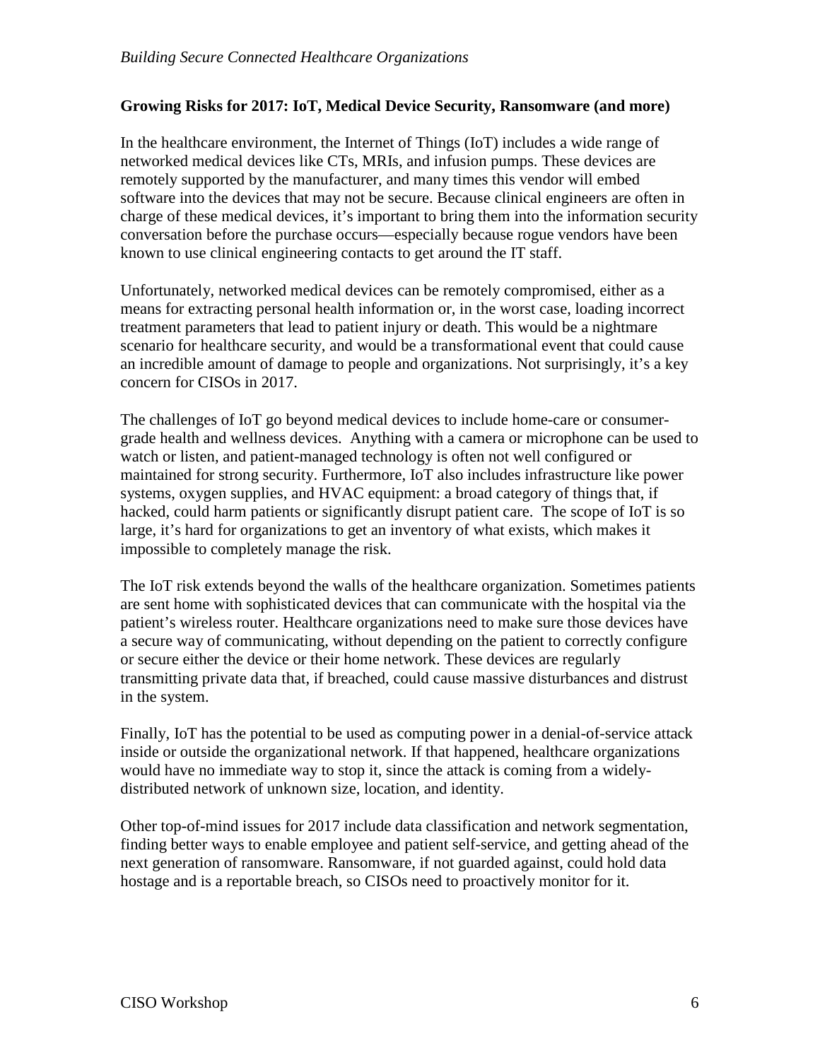## Growing Risks for 2017: IoT, Medical Device Security, Ransomware (and more)

In the healthcare environment, the Internet of Things (IoT) includes a wide range of networked medical devices like CTs, MRIs, and infusion pumps. These devices are remotely supported by the manufacturer, and many times this vendor will embed software into the devices that may not be secure. Because clinical engineers are often in charge of these medical devices, it's important to bring them into the information security conversation before the purchase occurs—especially because rogue vendors have been known to use clinical engineering contacts to get around the IT staff.

Unfortunately, networked medical devices can be remotely compromised, either as a means for extracting personal health information or, in the worst case, loading incorrect treatment parameters that lead to patient injury or death. This would be a nightmare scenario for healthcare security, and would be a transformational event that could cause an incredible amount of damage to people and organizations. Not surprisingly, it's a key concern for CISOs in 2017.

The challenges of IoT go beyond medical devices to include home-care or consumer-grade health and wellness devices. Anything with a camera or microphone can be used to watch or listen, and patient-managed technology is often not well configured or maintained for strong security. Furthermore, IoT also includes infrastructure like power systems, oxygen supplies, and HVAC equipment: a broad category of things that, if hacked, could harm patients or significantly disrupt patient care. The scope of IoT is so large, it's hard for organizations to get an inventory of what exists, which makes it impossible to completely manage the risk.

The IoT risk extends beyond the walls of the healthcare organization. Sometimes patients are sent home with sophisticated devices that can communicate with the hospital via the patient's wireless router. Healthcare organizations need to make sure those devices have a secure way of communicating, without depending on the patient to correctly configure or secure either the device or their home network. These devices are regularly transmitting private data that, if breached, could cause massive disturbances and distrust in the system.

Finally, IoT has the potential to be used as computing power in a denial-of-service attack inside or outside the organizational network. If that happened, healthcare organizations would have no immediate way to stop it, since the attack is coming from a widely-distributed network of unknown size, location, and identity.

Other top-of-mind issues for 2017 include data classification and network segmentation, finding better ways to enable employee and patient self-service, and getting ahead of the next generation of ransomware. Ransomware, if not guarded against, could hold data hostage and is a reportable breach, so CISOs need to proactively monitor for it.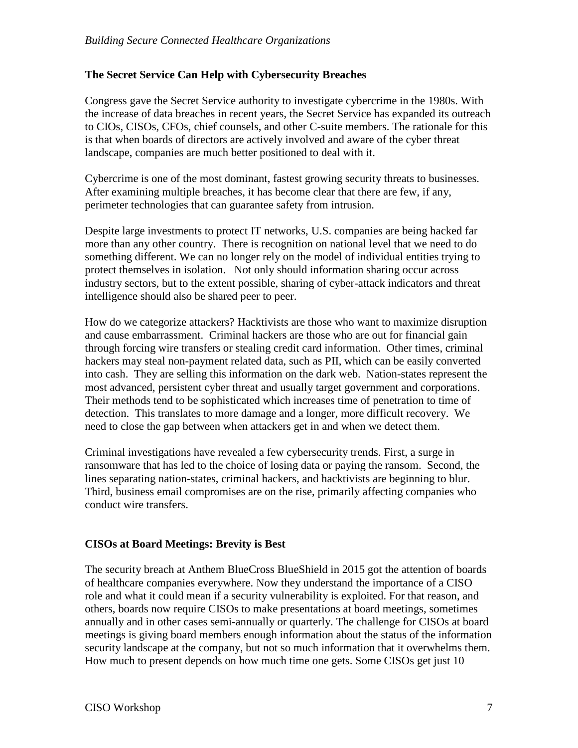## The Secret Service Can Help with Cybersecurity Breaches

Congress gave the Secret Service authority to investigate cybercrime in the 1980s. With the increase of data breaches in recent years, the Secret Service has expanded its outreach to CIOs, CISOs, CFOs, chief counsels, and other C-suite members. The rationale for this is that when boards of directors are actively involved and aware of the cyber threat landscape, companies are much better positioned to deal with it.

Cybercrime is one of the most dominant, fastest growing security threats to businesses. After examining multiple breaches, it has become clear that there are few, if any, perimeter technologies that can guarantee safety from intrusion.

Despite large investments to protect IT networks, U.S. companies are being hacked far more than any other country. There is recognition on national level that we need to do something different. We can no longer rely on the model of individual entities trying to protect themselves in isolation. Not only should information sharing occur across industry sectors, but to the extent possible, sharing of cyber-attack indicators and threat intelligence should also be shared peer to peer.

How do we categorize attackers? Hacktivists are those who want to maximize disruption and cause embarrassment. Criminal hackers are those who are out for financial gain through forcing wire transfers or stealing credit card information. Other times, criminal hackers may steal non-payment related data, such as PII, which can be easily converted into cash. They are selling this information on the dark web. Nation-states represent the most advanced, persistent cyber threat and usually target government and corporations. Their methods tend to be sophisticated which increases time of penetration to time of detection. This translates to more damage and a longer, more difficult recovery. We need to close the gap between when attackers get in and when we detect them.

Criminal investigations have revealed a few cybersecurity trends. First, a surge in ransomware that has led to the choice of losing data or paying the ransom. Second, the lines separating nation-states, criminal hackers, and hacktivists are beginning to blur. Third, business email compromises are on the rise, primarily affecting companies who conduct wire transfers.

## CISOs at Board Meetings: Brevity is Best

The security breach at Anthem BlueCross BlueShield in 2015 got the attention of boards of healthcare companies everywhere. Now they understand the importance of a CISO role and what it could mean if a security vulnerability is exploited. For that reason, and others, boards now require CISOs to make presentations at board meetings, sometimes annually and in other cases semi-annually or quarterly. The challenge for CISOs at board meetings is giving board members enough information about the status of the information security landscape at the company, but not so much information that it overwhelms them. How much to present depends on how much time one gets. Some CISOs get just 10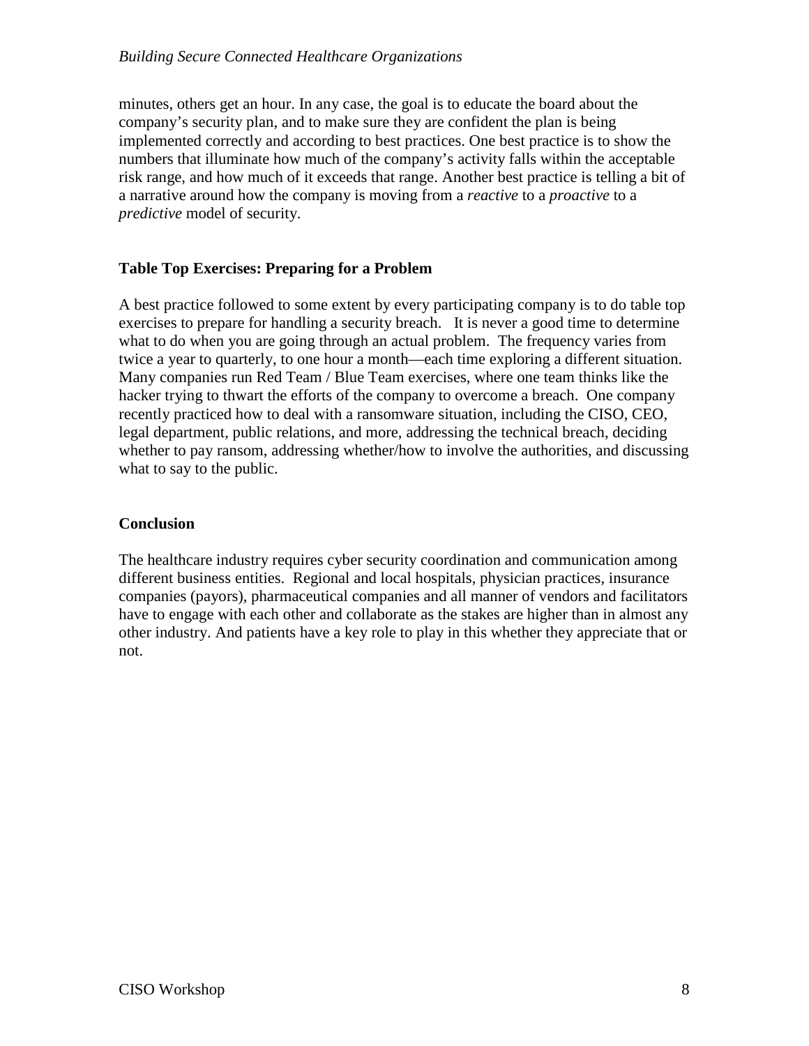minutes, others get an hour. In any case, the goal is to educate the board about the company's security plan, and to make sure they are confident the plan is being implemented correctly and according to best practices. One best practice is to show the numbers that illuminate how much of the company's activity falls within the acceptable risk range, and how much of it exceeds that range. Another best practice is telling a bit of a narrative around how the company is moving from a *reactive* to a *proactive* to a *predictive* model of security.

**Table Top Exercises: Preparing for a Problem**

A best practice followed to some extent by every participating company is to do table top exercises to prepare for handling a security breach. It is never a good time to determine what to do when you are going through an actual problem. The frequency varies from twice a year to quarterly, to one hour a month—each time exploring a different situation. Many companies run Red Team / Blue Team exercises, where one team thinks like the hacker trying to thwart the efforts of the company to overcome a breach. One company recently practiced how to deal with a ransomware situation, including the CISO, CEO, legal department, public relations, and more, addressing the technical breach, deciding whether to pay ransom, addressing whether/how to involve the authorities, and discussing what to say to the public.

**Conclusion**

The healthcare industry requires cyber security coordination and communication among different business entities. Regional and local hospitals, physician practices, insurance companies (payors), pharmaceutical companies and all manner of vendors and facilitators have to engage with each other and collaborate as the stakes are higher than in almost any other industry. And patients have a key role to play in this whether they appreciate that or not.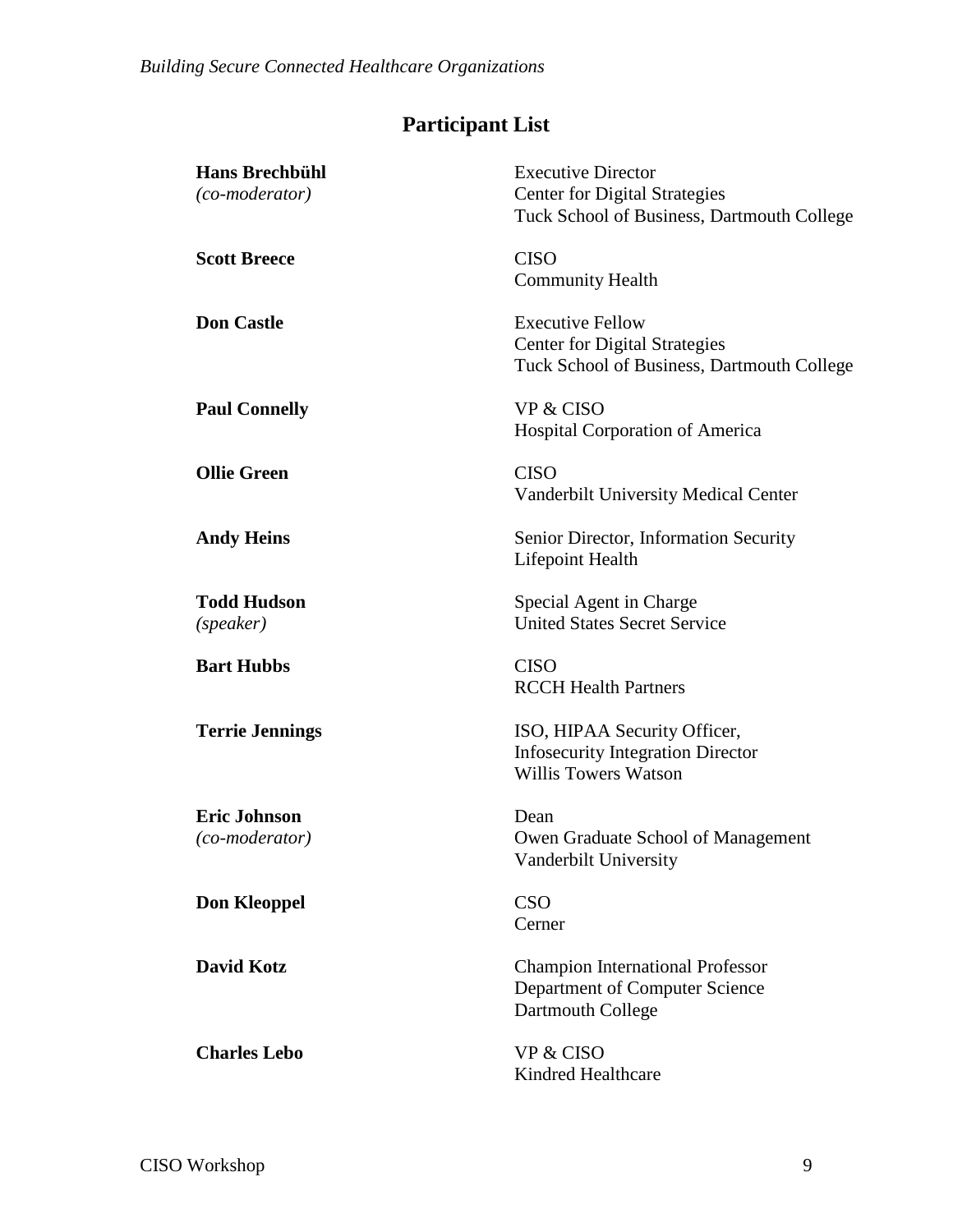## Participant List

**Hans Brechbühl**
*(co-moderator)*
Executive Director
Center for Digital Strategies
Tuck School of Business, Dartmouth College

**Scott Breece**
CISO
Community Health

**Don Castle**
Executive Fellow
Center for Digital Strategies
Tuck School of Business, Dartmouth College

**Paul Connelly**
VP & CISO
Hospital Corporation of America

**Ollie Green**
CISO
Vanderbilt University Medical Center

**Andy Heins**
Senior Director, Information Security
Lifepoint Health

**Todd Hudson**
*(speaker)*
Special Agent in Charge
United States Secret Service

**Bart Hubbs**
CISO
RCCH Health Partners

**Terrie Jennings**
ISO, HIPAA Security Officer,
Infosecurity Integration Director
Willis Towers Watson

**Eric Johnson**
*(co-moderator)*
Dean
Owen Graduate School of Management
Vanderbilt University

**Don Kleoppel**
CSO
Cerner

**David Kotz**
Champion International Professor
Department of Computer Science
Dartmouth College

**Charles Lebo**
VP & CISO
Kindred Healthcare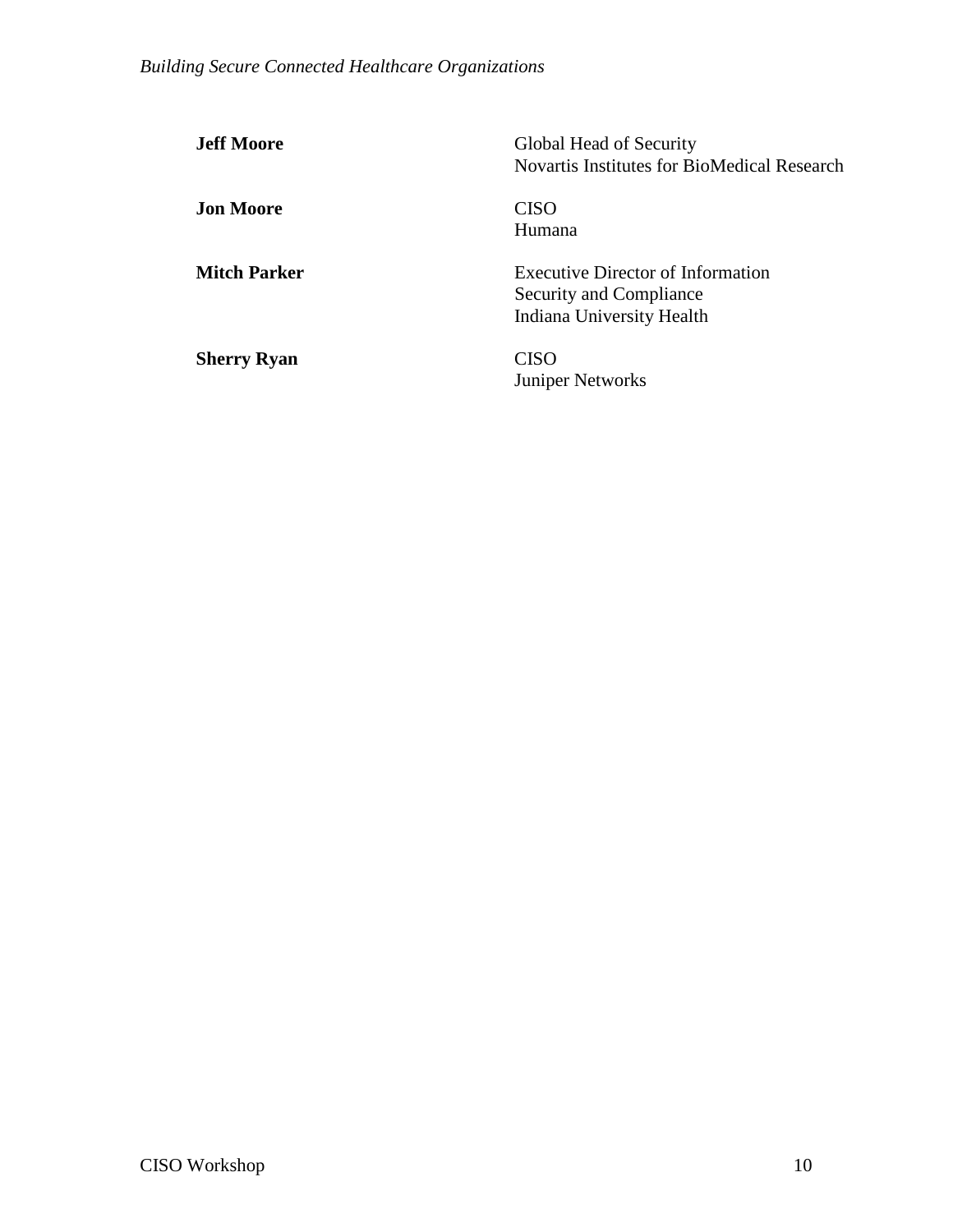| | |
|---|---|
| **Jeff Moore** | Global Head of Security<br>Novartis Institutes for BioMedical Research |
| **Jon Moore** | CISO<br>Humana |
| **Mitch Parker** | Executive Director of Information Security and Compliance<br>Indiana University Health |
| **Sherry Ryan** | CISO<br>Juniper Networks |